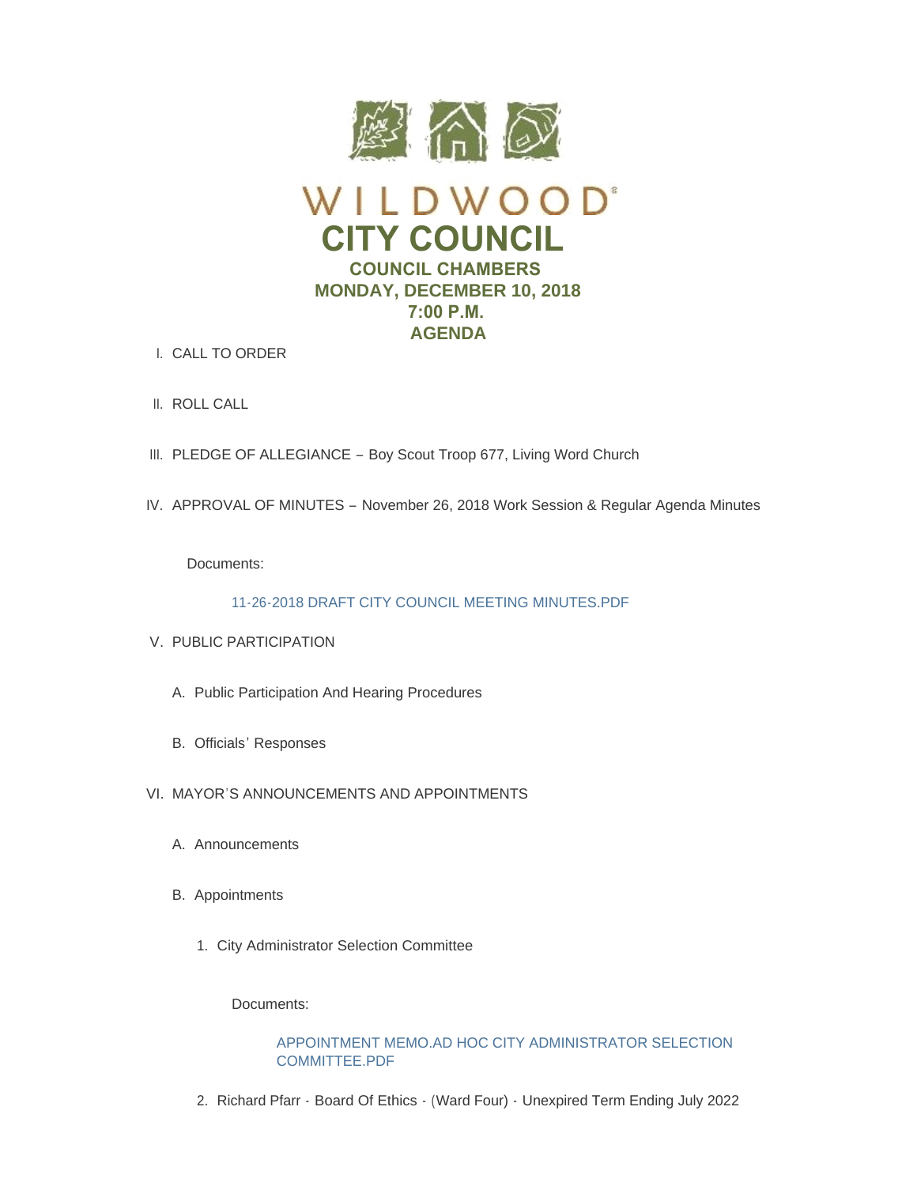# WILDWOOD

# CITY COUNCIL

## COUNCIL CHAMBERS
## MONDAY, DECEMBER 10, 2018
## 7:00 P.M.
## AGENDA

I. CALL TO ORDER

II. ROLL CALL

III. PLEDGE OF ALLEGIANCE – Boy Scout Troop 677, Living Word Church

IV. APPROVAL OF MINUTES – November 26, 2018 Work Session & Regular Agenda Minutes

Documents:

11-26-2018 DRAFT CITY COUNCIL MEETING MINUTES.PDF

V. PUBLIC PARTICIPATION

A. Public Participation And Hearing Procedures

B. Officials' Responses

VI. MAYOR'S ANNOUNCEMENTS AND APPOINTMENTS

A. Announcements

B. Appointments

1. City Administrator Selection Committee

Documents:

APPOINTMENT MEMO.AD HOC CITY ADMINISTRATOR SELECTION COMMITTEE.PDF

2. Richard Pfarr - Board Of Ethics - (Ward Four) - Unexpired Term Ending July 2022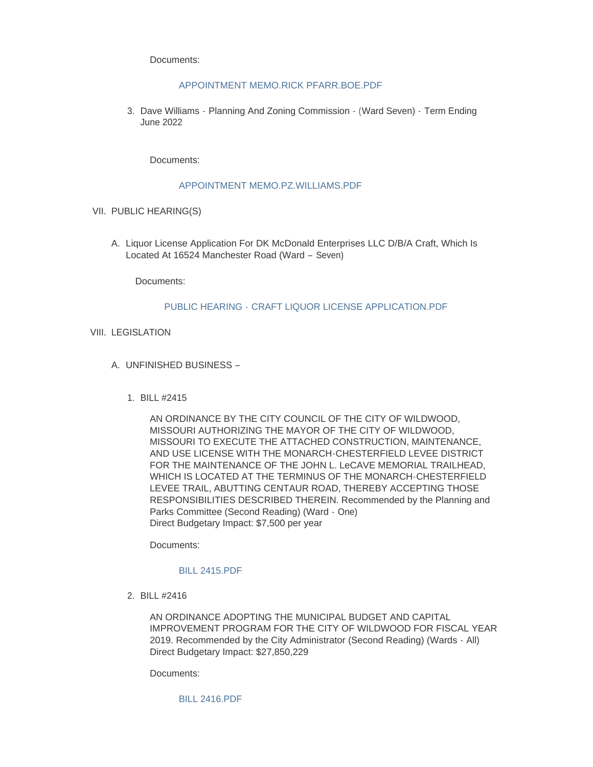Documents:

APPOINTMENT MEMO.RICK PFARR.BOE.PDF

3. Dave Williams - Planning And Zoning Commission - (Ward Seven) - Term Ending June 2022

   Documents:

   APPOINTMENT MEMO.PZ.WILLIAMS.PDF

VII. PUBLIC HEARING(S)

A. Liquor License Application For DK McDonald Enterprises LLC D/B/A Craft, Which Is Located At 16524 Manchester Road (Ward – Seven)

   Documents:

   PUBLIC HEARING - CRAFT LIQUOR LICENSE APPLICATION.PDF

VIII. LEGISLATION

A. UNFINISHED BUSINESS –

1. BILL #2415

   AN ORDINANCE BY THE CITY COUNCIL OF THE CITY OF WILDWOOD, MISSOURI AUTHORIZING THE MAYOR OF THE CITY OF WILDWOOD, MISSOURI TO EXECUTE THE ATTACHED CONSTRUCTION, MAINTENANCE, AND USE LICENSE WITH THE MONARCH-CHESTERFIELD LEVEE DISTRICT FOR THE MAINTENANCE OF THE JOHN L. LeCAVE MEMORIAL TRAILHEAD, WHICH IS LOCATED AT THE TERMINUS OF THE MONARCH-CHESTERFIELD LEVEE TRAIL, ABUTTING CENTAUR ROAD, THEREBY ACCEPTING THOSE RESPONSIBILITIES DESCRIBED THEREIN. Recommended by the Planning and Parks Committee (Second Reading) (Ward - One)
   Direct Budgetary Impact: $7,500 per year

   Documents:

   BILL 2415.PDF

2. BILL #2416

   AN ORDINANCE ADOPTING THE MUNICIPAL BUDGET AND CAPITAL IMPROVEMENT PROGRAM FOR THE CITY OF WILDWOOD FOR FISCAL YEAR 2019. Recommended by the City Administrator (Second Reading) (Wards - All)
   Direct Budgetary Impact: $27,850,229

   Documents:

   BILL 2416.PDF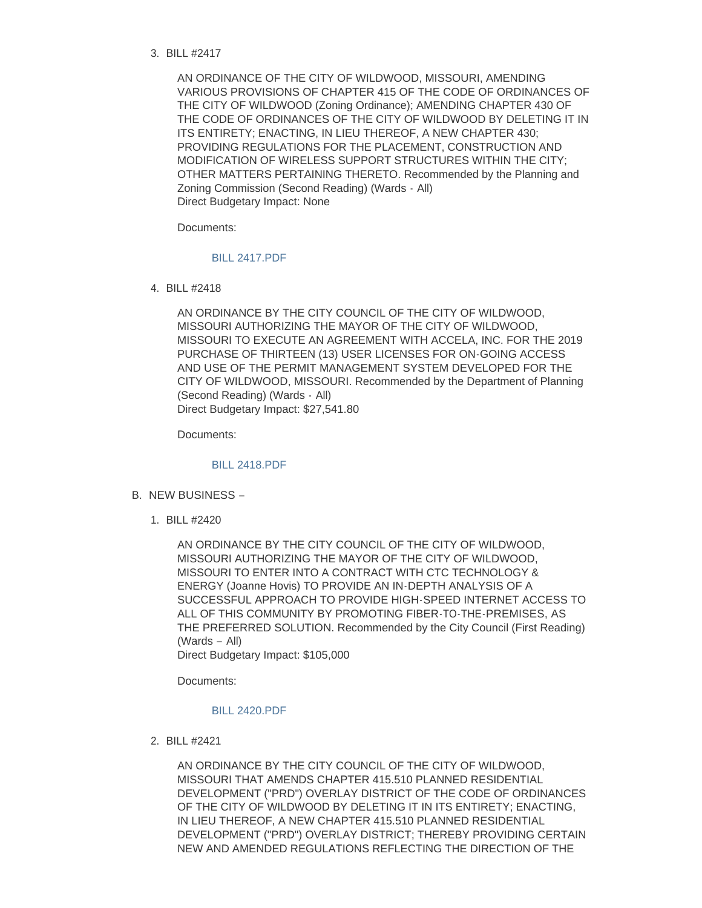3. BILL #2417

   AN ORDINANCE OF THE CITY OF WILDWOOD, MISSOURI, AMENDING VARIOUS PROVISIONS OF CHAPTER 415 OF THE CODE OF ORDINANCES OF THE CITY OF WILDWOOD (Zoning Ordinance); AMENDING CHAPTER 430 OF THE CODE OF ORDINANCES OF THE CITY OF WILDWOOD BY DELETING IT IN ITS ENTIRETY; ENACTING, IN LIEU THEREOF, A NEW CHAPTER 430; PROVIDING REGULATIONS FOR THE PLACEMENT, CONSTRUCTION AND MODIFICATION OF WIRELESS SUPPORT STRUCTURES WITHIN THE CITY; OTHER MATTERS PERTAINING THERETO. Recommended by the Planning and Zoning Commission (Second Reading) (Wards - All)
   Direct Budgetary Impact: None

   Documents:

   BILL 2417.PDF

4. BILL #2418

   AN ORDINANCE BY THE CITY COUNCIL OF THE CITY OF WILDWOOD, MISSOURI AUTHORIZING THE MAYOR OF THE CITY OF WILDWOOD, MISSOURI TO EXECUTE AN AGREEMENT WITH ACCELA, INC. FOR THE 2019 PURCHASE OF THIRTEEN (13) USER LICENSES FOR ON-GOING ACCESS AND USE OF THE PERMIT MANAGEMENT SYSTEM DEVELOPED FOR THE CITY OF WILDWOOD, MISSOURI. Recommended by the Department of Planning (Second Reading) (Wards - All)
   Direct Budgetary Impact: $27,541.80

   Documents:

   BILL 2418.PDF

B. NEW BUSINESS –

1. BILL #2420

   AN ORDINANCE BY THE CITY COUNCIL OF THE CITY OF WILDWOOD, MISSOURI AUTHORIZING THE MAYOR OF THE CITY OF WILDWOOD, MISSOURI TO ENTER INTO A CONTRACT WITH CTC TECHNOLOGY & ENERGY (Joanne Hovis) TO PROVIDE AN IN-DEPTH ANALYSIS OF A SUCCESSFUL APPROACH TO PROVIDE HIGH-SPEED INTERNET ACCESS TO ALL OF THIS COMMUNITY BY PROMOTING FIBER-TO-THE-PREMISES, AS THE PREFERRED SOLUTION. Recommended by the City Council (First Reading) (Wards – All)
   Direct Budgetary Impact: $105,000

   Documents:

   BILL 2420.PDF

2. BILL #2421

   AN ORDINANCE BY THE CITY COUNCIL OF THE CITY OF WILDWOOD, MISSOURI THAT AMENDS CHAPTER 415.510 PLANNED RESIDENTIAL DEVELOPMENT ("PRD") OVERLAY DISTRICT OF THE CODE OF ORDINANCES OF THE CITY OF WILDWOOD BY DELETING IT IN ITS ENTIRETY; ENACTING, IN LIEU THEREOF, A NEW CHAPTER 415.510 PLANNED RESIDENTIAL DEVELOPMENT ("PRD") OVERLAY DISTRICT; THEREBY PROVIDING CERTAIN NEW AND AMENDED REGULATIONS REFLECTING THE DIRECTION OF THE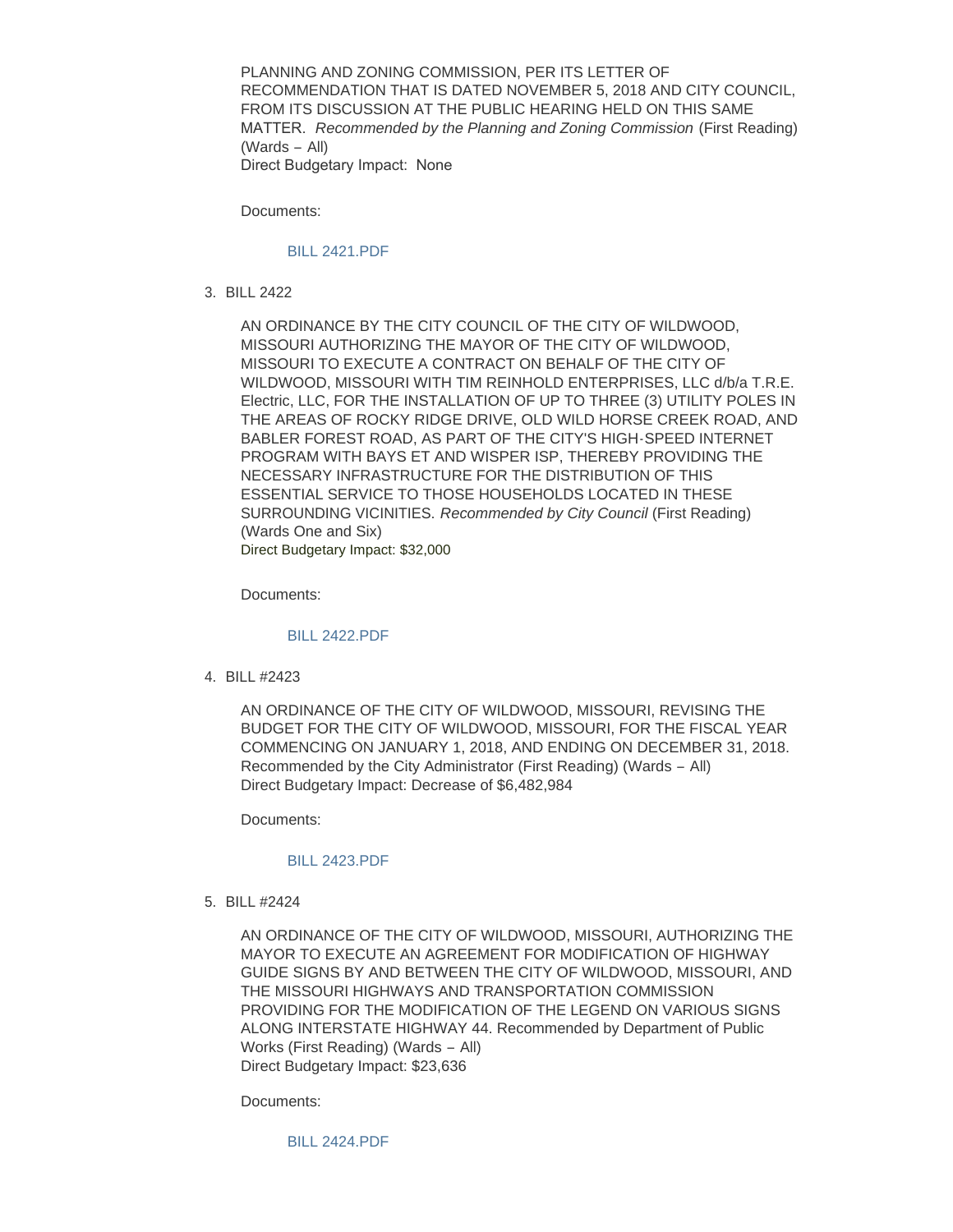PLANNING AND ZONING COMMISSION, PER ITS LETTER OF RECOMMENDATION THAT IS DATED NOVEMBER 5, 2018 AND CITY COUNCIL, FROM ITS DISCUSSION AT THE PUBLIC HEARING HELD ON THIS SAME MATTER. *Recommended by the Planning and Zoning Commission* (First Reading) (Wards – All)
Direct Budgetary Impact: None

Documents:

BILL 2421.PDF

3. BILL 2422

AN ORDINANCE BY THE CITY COUNCIL OF THE CITY OF WILDWOOD, MISSOURI AUTHORIZING THE MAYOR OF THE CITY OF WILDWOOD, MISSOURI TO EXECUTE A CONTRACT ON BEHALF OF THE CITY OF WILDWOOD, MISSOURI WITH TIM REINHOLD ENTERPRISES, LLC d/b/a T.R.E. Electric, LLC, FOR THE INSTALLATION OF UP TO THREE (3) UTILITY POLES IN THE AREAS OF ROCKY RIDGE DRIVE, OLD WILD HORSE CREEK ROAD, AND BABLER FOREST ROAD, AS PART OF THE CITY'S HIGH-SPEED INTERNET PROGRAM WITH BAYS ET AND WISPER ISP, THEREBY PROVIDING THE NECESSARY INFRASTRUCTURE FOR THE DISTRIBUTION OF THIS ESSENTIAL SERVICE TO THOSE HOUSEHOLDS LOCATED IN THESE SURROUNDING VICINITIES. *Recommended by City Council* (First Reading) (Wards One and Six)
Direct Budgetary Impact: $32,000

Documents:

BILL 2422.PDF

4. BILL #2423

AN ORDINANCE OF THE CITY OF WILDWOOD, MISSOURI, REVISING THE BUDGET FOR THE CITY OF WILDWOOD, MISSOURI, FOR THE FISCAL YEAR COMMENCING ON JANUARY 1, 2018, AND ENDING ON DECEMBER 31, 2018. Recommended by the City Administrator (First Reading) (Wards – All)
Direct Budgetary Impact: Decrease of $6,482,984

Documents:

BILL 2423.PDF

5. BILL #2424

AN ORDINANCE OF THE CITY OF WILDWOOD, MISSOURI, AUTHORIZING THE MAYOR TO EXECUTE AN AGREEMENT FOR MODIFICATION OF HIGHWAY GUIDE SIGNS BY AND BETWEEN THE CITY OF WILDWOOD, MISSOURI, AND THE MISSOURI HIGHWAYS AND TRANSPORTATION COMMISSION PROVIDING FOR THE MODIFICATION OF THE LEGEND ON VARIOUS SIGNS ALONG INTERSTATE HIGHWAY 44. Recommended by Department of Public Works (First Reading) (Wards – All)
Direct Budgetary Impact: $23,636

Documents:

BILL 2424.PDF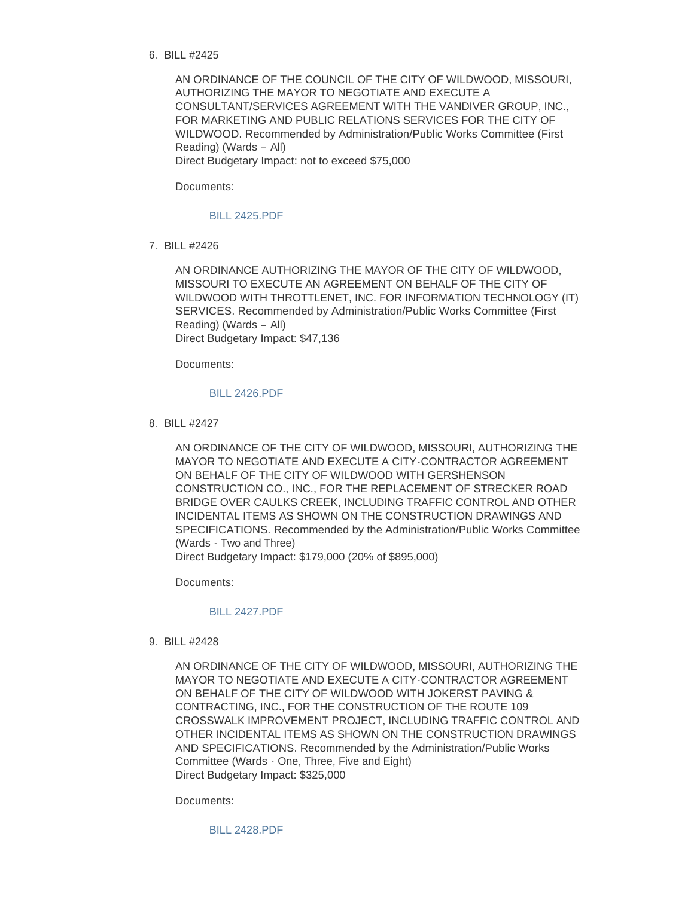6. BILL #2425

   AN ORDINANCE OF THE COUNCIL OF THE CITY OF WILDWOOD, MISSOURI, AUTHORIZING THE MAYOR TO NEGOTIATE AND EXECUTE A CONSULTANT/SERVICES AGREEMENT WITH THE VANDIVER GROUP, INC., FOR MARKETING AND PUBLIC RELATIONS SERVICES FOR THE CITY OF WILDWOOD. Recommended by Administration/Public Works Committee (First Reading) (Wards – All)
   Direct Budgetary Impact: not to exceed $75,000

   Documents:

   BILL 2425.PDF

7. BILL #2426

   AN ORDINANCE AUTHORIZING THE MAYOR OF THE CITY OF WILDWOOD, MISSOURI TO EXECUTE AN AGREEMENT ON BEHALF OF THE CITY OF WILDWOOD WITH THROTTLENET, INC. FOR INFORMATION TECHNOLOGY (IT) SERVICES. Recommended by Administration/Public Works Committee (First Reading) (Wards – All)
   Direct Budgetary Impact: $47,136

   Documents:

   BILL 2426.PDF

8. BILL #2427

   AN ORDINANCE OF THE CITY OF WILDWOOD, MISSOURI, AUTHORIZING THE MAYOR TO NEGOTIATE AND EXECUTE A CITY-CONTRACTOR AGREEMENT ON BEHALF OF THE CITY OF WILDWOOD WITH GERSHENSON CONSTRUCTION CO., INC., FOR THE REPLACEMENT OF STRECKER ROAD BRIDGE OVER CAULKS CREEK, INCLUDING TRAFFIC CONTROL AND OTHER INCIDENTAL ITEMS AS SHOWN ON THE CONSTRUCTION DRAWINGS AND SPECIFICATIONS. Recommended by the Administration/Public Works Committee (Wards - Two and Three)
   Direct Budgetary Impact: $179,000 (20% of $895,000)

   Documents:

   BILL 2427.PDF

9. BILL #2428

   AN ORDINANCE OF THE CITY OF WILDWOOD, MISSOURI, AUTHORIZING THE MAYOR TO NEGOTIATE AND EXECUTE A CITY-CONTRACTOR AGREEMENT ON BEHALF OF THE CITY OF WILDWOOD WITH JOKERST PAVING & CONTRACTING, INC., FOR THE CONSTRUCTION OF THE ROUTE 109 CROSSWALK IMPROVEMENT PROJECT, INCLUDING TRAFFIC CONTROL AND OTHER INCIDENTAL ITEMS AS SHOWN ON THE CONSTRUCTION DRAWINGS AND SPECIFICATIONS. Recommended by the Administration/Public Works Committee (Wards - One, Three, Five and Eight)
   Direct Budgetary Impact: $325,000

   Documents:

   BILL 2428.PDF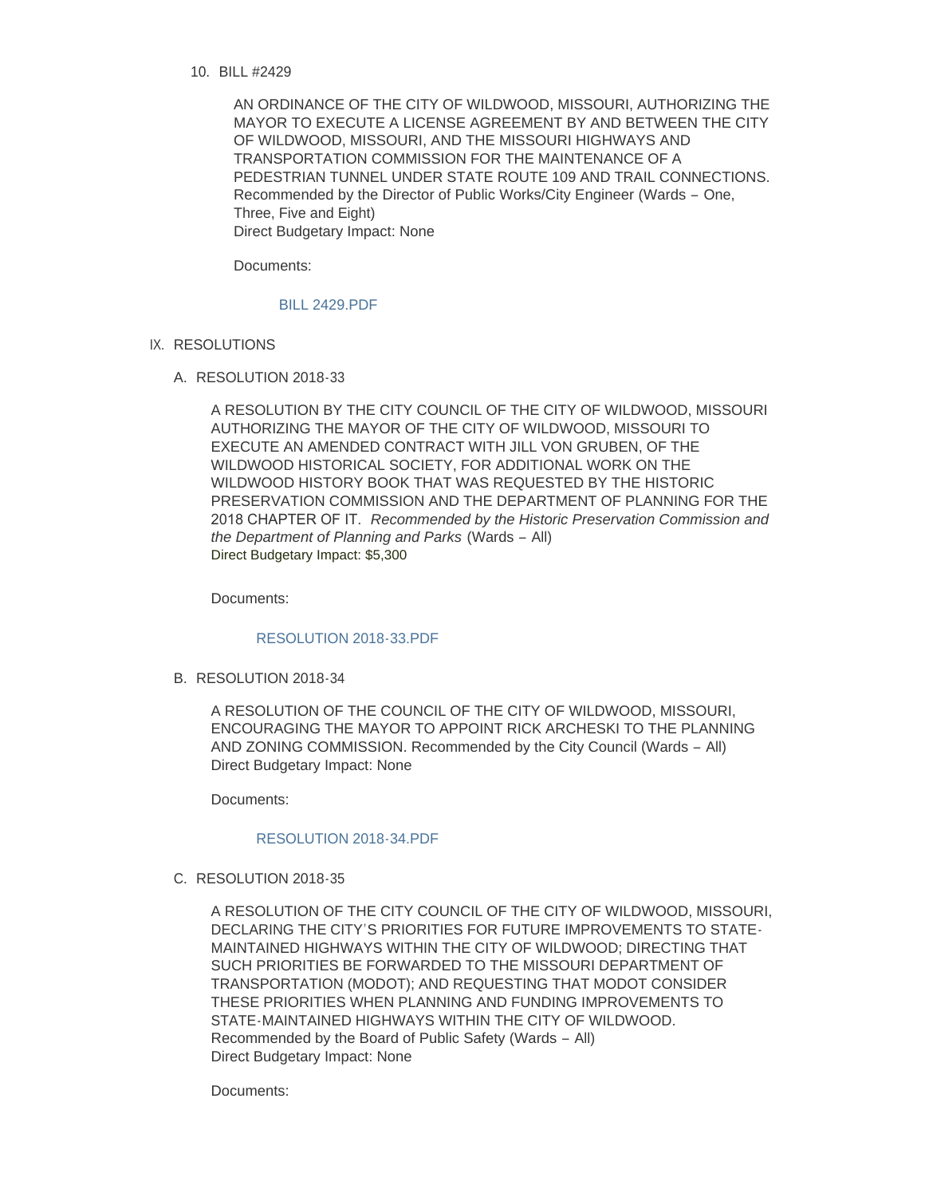10. BILL #2429

    AN ORDINANCE OF THE CITY OF WILDWOOD, MISSOURI, AUTHORIZING THE MAYOR TO EXECUTE A LICENSE AGREEMENT BY AND BETWEEN THE CITY OF WILDWOOD, MISSOURI, AND THE MISSOURI HIGHWAYS AND TRANSPORTATION COMMISSION FOR THE MAINTENANCE OF A PEDESTRIAN TUNNEL UNDER STATE ROUTE 109 AND TRAIL CONNECTIONS. Recommended by the Director of Public Works/City Engineer (Wards – One, Three, Five and Eight)
    Direct Budgetary Impact: None

    Documents:

    BILL 2429.PDF

## IX. RESOLUTIONS

### A. RESOLUTION 2018-33

A RESOLUTION BY THE CITY COUNCIL OF THE CITY OF WILDWOOD, MISSOURI AUTHORIZING THE MAYOR OF THE CITY OF WILDWOOD, MISSOURI TO EXECUTE AN AMENDED CONTRACT WITH JILL VON GRUBEN, OF THE WILDWOOD HISTORICAL SOCIETY, FOR ADDITIONAL WORK ON THE WILDWOOD HISTORY BOOK THAT WAS REQUESTED BY THE HISTORIC PRESERVATION COMMISSION AND THE DEPARTMENT OF PLANNING FOR THE 2018 CHAPTER OF IT. *Recommended by the Historic Preservation Commission and the Department of Planning and Parks* (Wards – All)
Direct Budgetary Impact: $5,300

Documents:

RESOLUTION 2018-33.PDF

### B. RESOLUTION 2018-34

A RESOLUTION OF THE COUNCIL OF THE CITY OF WILDWOOD, MISSOURI, ENCOURAGING THE MAYOR TO APPOINT RICK ARCHESKI TO THE PLANNING AND ZONING COMMISSION. Recommended by the City Council (Wards – All)
Direct Budgetary Impact: None

Documents:

RESOLUTION 2018-34.PDF

### C. RESOLUTION 2018-35

A RESOLUTION OF THE CITY COUNCIL OF THE CITY OF WILDWOOD, MISSOURI, DECLARING THE CITY'S PRIORITIES FOR FUTURE IMPROVEMENTS TO STATE-MAINTAINED HIGHWAYS WITHIN THE CITY OF WILDWOOD; DIRECTING THAT SUCH PRIORITIES BE FORWARDED TO THE MISSOURI DEPARTMENT OF TRANSPORTATION (MODOT); AND REQUESTING THAT MODOT CONSIDER THESE PRIORITIES WHEN PLANNING AND FUNDING IMPROVEMENTS TO STATE-MAINTAINED HIGHWAYS WITHIN THE CITY OF WILDWOOD.
Recommended by the Board of Public Safety (Wards – All)
Direct Budgetary Impact: None

Documents: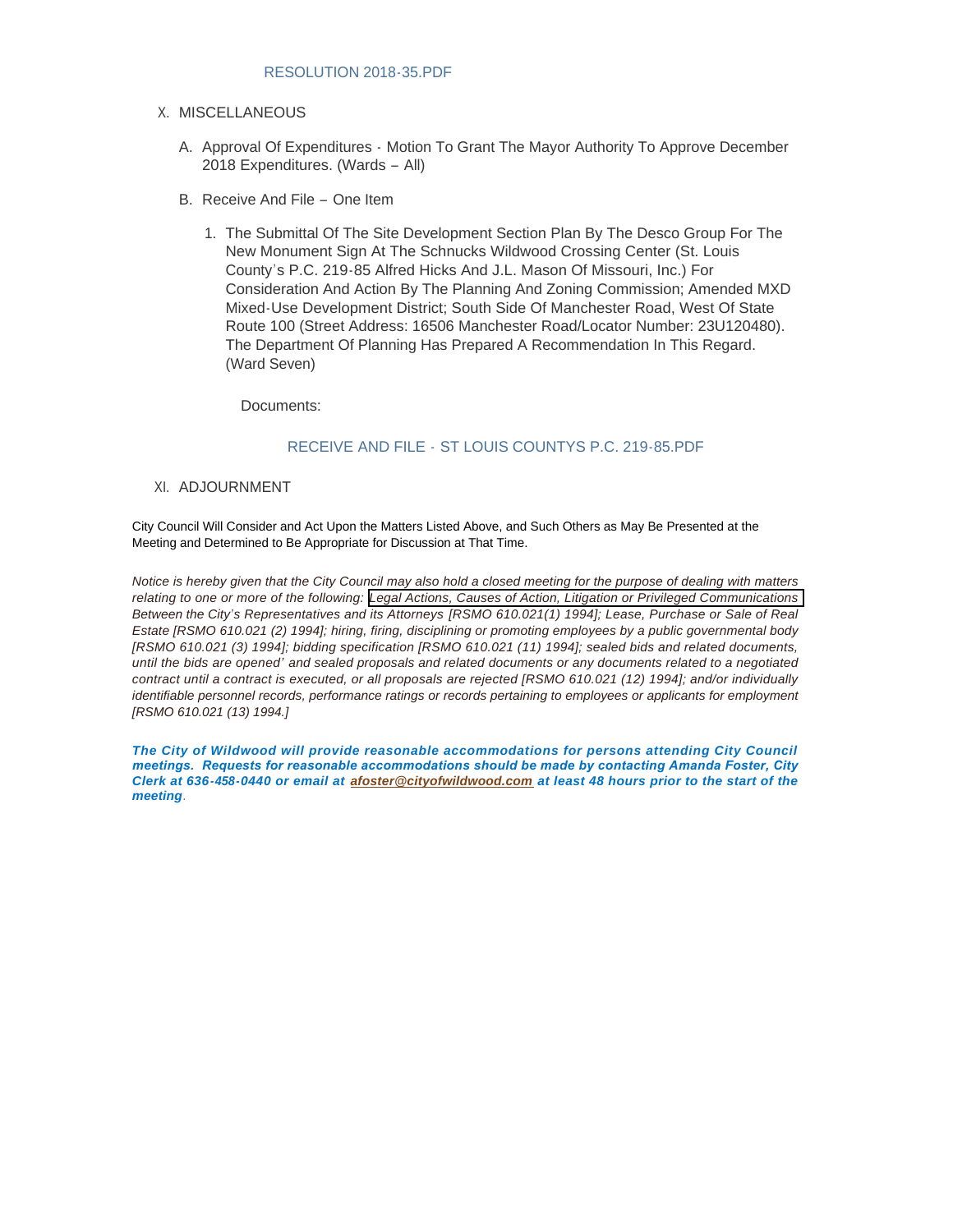RESOLUTION 2018-35.PDF

X. MISCELLANEOUS

A. Approval Of Expenditures - Motion To Grant The Mayor Authority To Approve December 2018 Expenditures. (Wards – All)

B. Receive And File – One Item

1. The Submittal Of The Site Development Section Plan By The Desco Group For The New Monument Sign At The Schnucks Wildwood Crossing Center (St. Louis County's P.C. 219-85 Alfred Hicks And J.L. Mason Of Missouri, Inc.) For Consideration And Action By The Planning And Zoning Commission; Amended MXD Mixed-Use Development District; South Side Of Manchester Road, West Of State Route 100 (Street Address: 16506 Manchester Road/Locator Number: 23U120480). The Department Of Planning Has Prepared A Recommendation In This Regard. (Ward Seven)

Documents:

RECEIVE AND FILE - ST LOUIS COUNTYS P.C. 219-85.PDF

XI. ADJOURNMENT

City Council Will Consider and Act Upon the Matters Listed Above, and Such Others as May Be Presented at the Meeting and Determined to Be Appropriate for Discussion at That Time.

*Notice is hereby given that the City Council may also hold a closed meeting for the purpose of dealing with matters relating to one or more of the following: Legal Actions, Causes of Action, Litigation or Privileged Communications Between the City's Representatives and its Attorneys [RSMO 610.021(1) 1994]; Lease, Purchase or Sale of Real Estate [RSMO 610.021 (2) 1994]; hiring, firing, disciplining or promoting employees by a public governmental body [RSMO 610.021 (3) 1994]; bidding specification [RSMO 610.021 (11) 1994]; sealed bids and related documents, until the bids are opened' and sealed proposals and related documents or any documents related to a negotiated contract until a contract is executed, or all proposals are rejected [RSMO 610.021 (12) 1994]; and/or individually identifiable personnel records, performance ratings or records pertaining to employees or applicants for employment [RSMO 610.021 (13) 1994.]*

***The City of Wildwood will provide reasonable accommodations for persons attending City Council meetings. Requests for reasonable accommodations should be made by contacting Amanda Foster, City Clerk at 636-458-0440 or email at afoster@cityofwildwood.com at least 48 hours prior to the start of the meeting.***